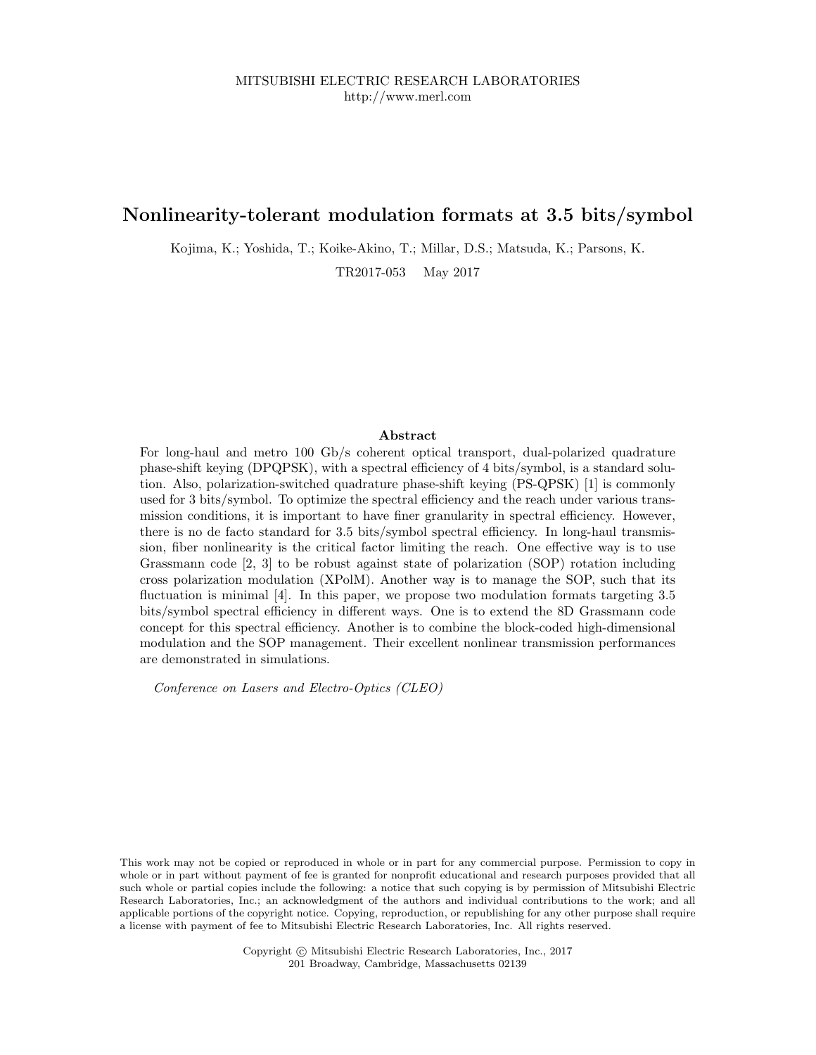MITSUBISHI ELECTRIC RESEARCH LABORATORIES
http://www.merl.com

# Nonlinearity-tolerant modulation formats at 3.5 bits/symbol

Kojima, K.; Yoshida, T.; Koike-Akino, T.; Millar, D.S.; Matsuda, K.; Parsons, K.

TR2017-053 May 2017

### Abstract

For long-haul and metro 100 Gb/s coherent optical transport, dual-polarized quadrature phase-shift keying (DPQPSK), with a spectral efficiency of 4 bits/symbol, is a standard solution. Also, polarization-switched quadrature phase-shift keying (PS-QPSK) [1] is commonly used for 3 bits/symbol. To optimize the spectral efficiency and the reach under various transmission conditions, it is important to have finer granularity in spectral efficiency. However, there is no de facto standard for 3.5 bits/symbol spectral efficiency. In long-haul transmission, fiber nonlinearity is the critical factor limiting the reach. One effective way is to use Grassmann code [2, 3] to be robust against state of polarization (SOP) rotation including cross polarization modulation (XPolM). Another way is to manage the SOP, such that its fluctuation is minimal [4]. In this paper, we propose two modulation formats targeting 3.5 bits/symbol spectral efficiency in different ways. One is to extend the 8D Grassmann code concept for this spectral efficiency. Another is to combine the block-coded high-dimensional modulation and the SOP management. Their excellent nonlinear transmission performances are demonstrated in simulations.

*Conference on Lasers and Electro-Optics (CLEO)*

This work may not be copied or reproduced in whole or in part for any commercial purpose. Permission to copy in whole or in part without payment of fee is granted for nonprofit educational and research purposes provided that all such whole or partial copies include the following: a notice that such copying is by permission of Mitsubishi Electric Research Laboratories, Inc.; an acknowledgment of the authors and individual contributions to the work; and all applicable portions of the copyright notice. Copying, reproduction, or republishing for any other purpose shall require a license with payment of fee to Mitsubishi Electric Research Laboratories, Inc. All rights reserved.

Copyright © Mitsubishi Electric Research Laboratories, Inc., 2017
201 Broadway, Cambridge, Massachusetts 02139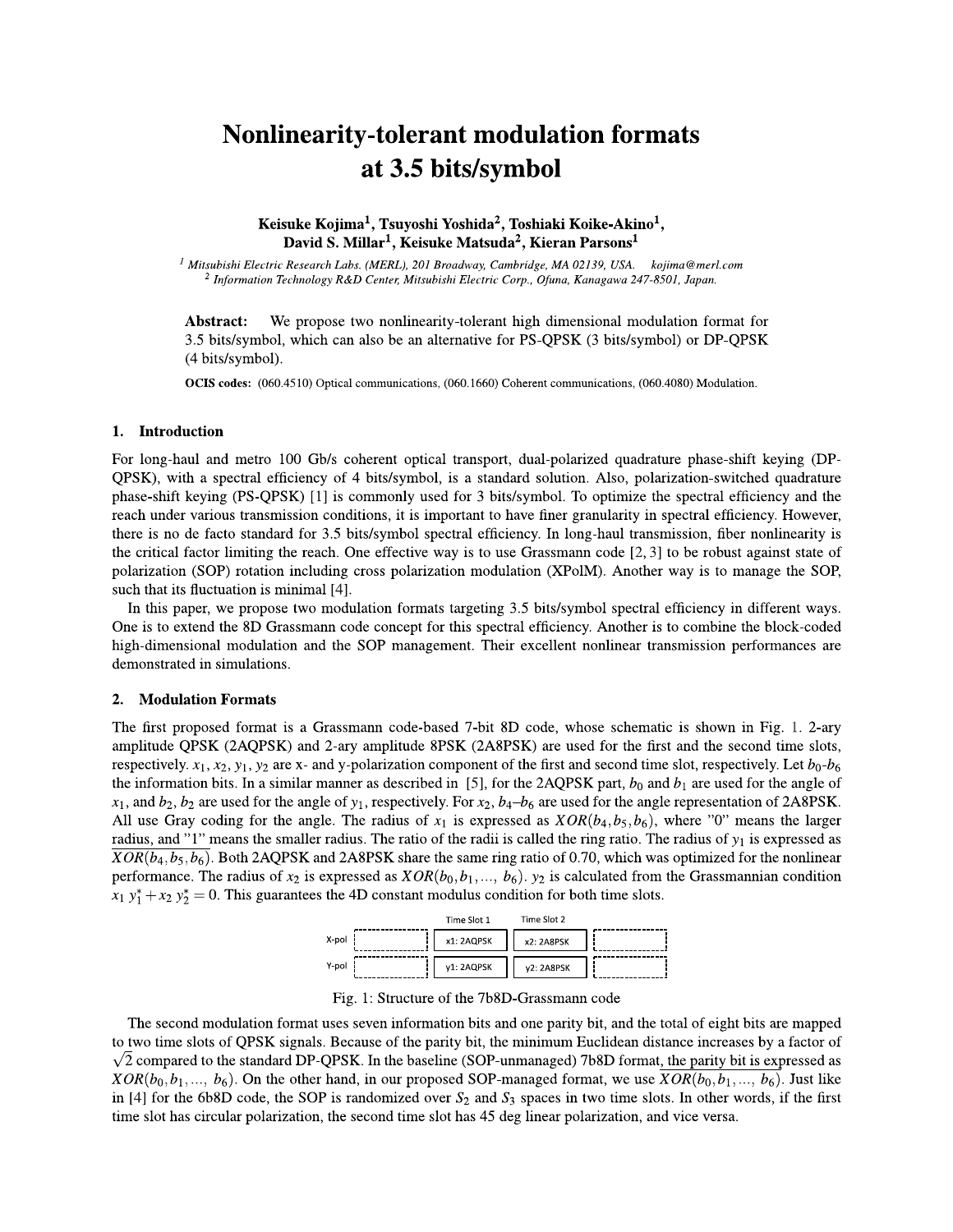# Nonlinearity-tolerant modulation formats at 3.5 bits/symbol

**Keisuke Kojima[1], Tsuyoshi Yoshida[2], Toshiaki Koike-Akino[1], David S. Millar[1], Keisuke Matsuda[2], Kieran Parsons[1]**

[1] *Mitsubishi Electric Research Labs. (MERL), 201 Broadway, Cambridge, MA 02139, USA.* kojima@merl.com
[2] *Information Technology R&D Center, Mitsubishi Electric Corp., Ofuna, Kanagawa 247-8501, Japan.*

**Abstract:** We propose two nonlinearity-tolerant high dimensional modulation format for 3.5 bits/symbol, which can also be an alternative for PS-QPSK (3 bits/symbol) or DP-QPSK (4 bits/symbol).

**OCIS codes:** (060.4510) Optical communications, (060.1660) Coherent communications, (060.4080) Modulation.

## 1. Introduction

For long-haul and metro 100 Gb/s coherent optical transport, dual-polarized quadrature phase-shift keying (DP-QPSK), with a spectral efficiency of 4 bits/symbol, is a standard solution. Also, polarization-switched quadrature phase-shift keying (PS-QPSK) [1] is commonly used for 3 bits/symbol. To optimize the spectral efficiency and the reach under various transmission conditions, it is important to have finer granularity in spectral efficiency. However, there is no de facto standard for 3.5 bits/symbol spectral efficiency. In long-haul transmission, fiber nonlinearity is the critical factor limiting the reach. One effective way is to use Grassmann code [2, 3] to be robust against state of polarization (SOP) rotation including cross polarization modulation (XPolM). Another way is to manage the SOP, such that its fluctuation is minimal [4].

In this paper, we propose two modulation formats targeting 3.5 bits/symbol spectral efficiency in different ways. One is to extend the 8D Grassmann code concept for this spectral efficiency. Another is to combine the block-coded high-dimensional modulation and the SOP management. Their excellent nonlinear transmission performances are demonstrated in simulations.

## 2. Modulation Formats

The first proposed format is a Grassmann code-based 7-bit 8D code, whose schematic is shown in Fig. 1. 2-ary amplitude QPSK (2AQPSK) and 2-ary amplitude 8PSK (2A8PSK) are used for the first and the second time slots, respectively. $x_1$, $x_2$, $y_1$, $y_2$ are x- and y-polarization component of the first and second time slot, respectively. Let $b_0$-$b_6$ the information bits. In a similar manner as described in [5], for the 2AQPSK part, $b_0$ and $b_1$ are used for the angle of $x_1$, and $b_2$, $b_2$ are used for the angle of $y_1$, respectively. For $x_2$, $b_4$–$b_6$ are used for the angle representation of 2A8PSK. All use Gray coding for the angle. The radius of $x_1$ is expressed as $XOR(b_4,b_5,b_6)$, where "0" means the larger radius, and "1" means the smaller radius. The ratio of the radii is called the ring ratio. The radius of $y_1$ is expressed as $\overline{XOR(b_4,b_5,b_6)}$. Both 2AQPSK and 2A8PSK share the same ring ratio of 0.70, which was optimized for the nonlinear performance. The radius of $x_2$ is expressed as $XOR(b_0,b_1,\ldots, b_6)$. $y_2$ is calculated from the Grassmannian condition $x_1\, y_1^* + x_2\, y_2^* = 0$. This guarantees the 4D constant modulus condition for both time slots.

| | | Time Slot 1 | Time Slot 2 | |
|---|---|---|---|---|
| X-pol | | x1: 2AQPSK | x2: 2A8PSK | |
| Y-pol | | y1: 2AQPSK | y2: 2A8PSK | |

Fig. 1: Structure of the 7b8D-Grassmann code

The second modulation format uses seven information bits and one parity bit, and the total of eight bits are mapped to two time slots of QPSK signals. Because of the parity bit, the minimum Euclidean distance increases by a factor of $\sqrt{2}$ compared to the standard DP-QPSK. In the baseline (SOP-unmanaged) 7b8D format, the parity bit is expressed as $XOR(b_0,b_1,\ldots, b_6)$. On the other hand, in our proposed SOP-managed format, we use $\overline{XOR(b_0,b_1,\ldots, b_6)}$. Just like in [4] for the 6b8D code, the SOP is randomized over $S_2$ and $S_3$ spaces in two time slots. In other words, if the first time slot has circular polarization, the second time slot has 45 deg linear polarization, and vice versa.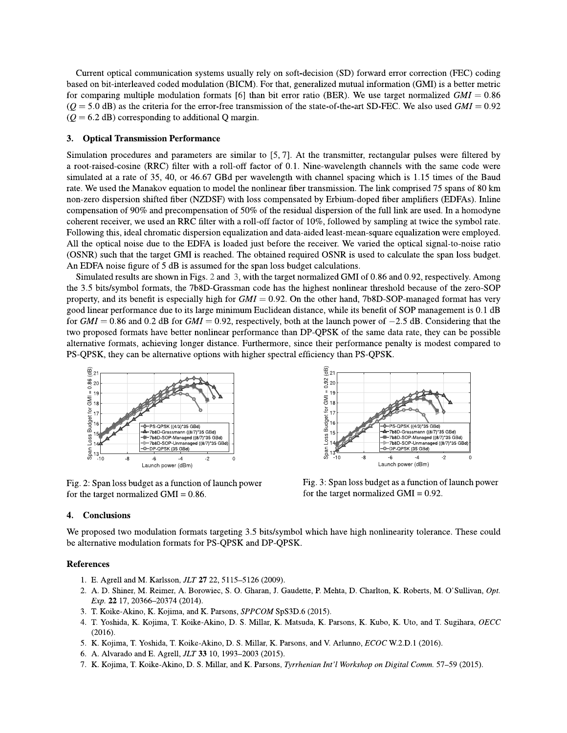Current optical communication systems usually rely on soft-decision (SD) forward error correction (FEC) coding based on bit-interleaved coded modulation (BICM). For that, generalized mutual information (GMI) is a better metric for comparing multiple modulation formats [6] than bit error ratio (BER). We use target normalized $GMI = 0.86$ ($Q = 5.0$ dB) as the criteria for the error-free transmission of the state-of-the-art SD-FEC. We also used $GMI = 0.92$ ($Q = 6.2$ dB) corresponding to additional Q margin.

## 3. Optical Transmission Performance

Simulation procedures and parameters are similar to [5, 7]. At the transmitter, rectangular pulses were filtered by a root-raised-cosine (RRC) filter with a roll-off factor of 0.1. Nine-wavelength channels with the same code were simulated at a rate of 35, 40, or 46.67 GBd per wavelength with channel spacing which is 1.15 times of the Baud rate. We used the Manakov equation to model the nonlinear fiber transmission. The link comprised 75 spans of 80 km non-zero dispersion shifted fiber (NZDSF) with loss compensated by Erbium-doped fiber amplifiers (EDFAs). Inline compensation of 90% and precompensation of 50% of the residual dispersion of the full link are used. In a homodyne coherent receiver, we used an RRC filter with a roll-off factor of 10%, followed by sampling at twice the symbol rate. Following this, ideal chromatic dispersion equalization and data-aided least-mean-square equalization were employed. All the optical noise due to the EDFA is loaded just before the receiver. We varied the optical signal-to-noise ratio (OSNR) such that the target GMI is reached. The obtained required OSNR is used to calculate the span loss budget. An EDFA noise figure of 5 dB is assumed for the span loss budget calculations.

Simulated results are shown in Figs. 2 and 3, with the target normalized GMI of 0.86 and 0.92, respectively. Among the 3.5 bits/symbol formats, the 7b8D-Grassman code has the highest nonlinear threshold because of the zero-SOP property, and its benefit is especially high for $GMI = 0.92$. On the other hand, 7b8D-SOP-managed format has very good linear performance due to its large minimum Euclidean distance, while its benefit of SOP management is 0.1 dB for $GMI = 0.86$ and 0.2 dB for $GMI = 0.92$, respectively, both at the launch power of −2.5 dB. Considering that the two proposed formats have better nonlinear performance than DP-QPSK of the same data rate, they can be possible alternative formats, achieving longer distance. Furthermore, since their performance penalty is modest compared to PS-QPSK, they can be alternative options with higher spectral efficiency than PS-QPSK.

Span Loss Budget for GMI = 0.86 (dB)
21
20
19
18
17
16
15
14
13
-10
-8
-6
-4
-2
0
Launch power (dBm)
PS-QPSK ((4/3)*35 GBd)
7b8D-Grassmann ((8/7)*35 GBd)
7b8D-SOP-Managed ((8/7)*35 GBd)
7b8D-SOP-Unmanaged ((8/7)*35 GBd)
DP-QPSK (35 GBd)

Fig. 2: Span loss budget as a function of launch power for the target normalized GMI = 0.86.

Span Loss Budget for GMI = 0.92 (dB)
21
20
19
18
17
16
15
14
13
-10
-8
-6
-4
-2
0
Launch power (dBm)
PS-QPSK ((4/3)*35 GBd)
7b8D-Grassmann ((8/7)*35 GBd)
7b8D-SOP-Managed ((8/7)*35 GBd)
7b8D-SOP-Unmanaged ((8/7)*35 GBd)
DP-QPSK (35 GBd)

Fig. 3: Span loss budget as a function of launch power for the target normalized GMI = 0.92.

## 4. Conclusions

We proposed two modulation formats targeting 3.5 bits/symbol which have high nonlinearity tolerance. These could be alternative modulation formats for PS-QPSK and DP-QPSK.

## References

1. E. Agrell and M. Karlsson, *JLT* **27** 22, 5115–5126 (2009).
2. A. D. Shiner, M. Reimer, A. Borowiec, S. O. Gharan, J. Gaudette, P. Mehta, D. Charlton, K. Roberts, M. O'Sullivan, *Opt. Exp.* **22** 17, 20366–20374 (2014).
3. T. Koike-Akino, K. Kojima, and K. Parsons, *SPPCOM* SpS3D.6 (2015).
4. T. Yoshida, K. Kojima, T. Koike-Akino, D. S. Millar, K. Matsuda, K. Parsons, K. Kubo, K. Uto, and T. Sugihara, *OECC* (2016).
5. K. Kojima, T. Yoshida, T. Koike-Akino, D. S. Millar, K. Parsons, and V. Arlunno, *ECOC* W.2.D.1 (2016).
6. A. Alvarado and E. Agrell, *JLT* **33** 10, 1993–2003 (2015).
7. K. Kojima, T. Koike-Akino, D. S. Millar, and K. Parsons, *Tyrrhenian Int'l Workshop on Digital Comm.* 57–59 (2015).